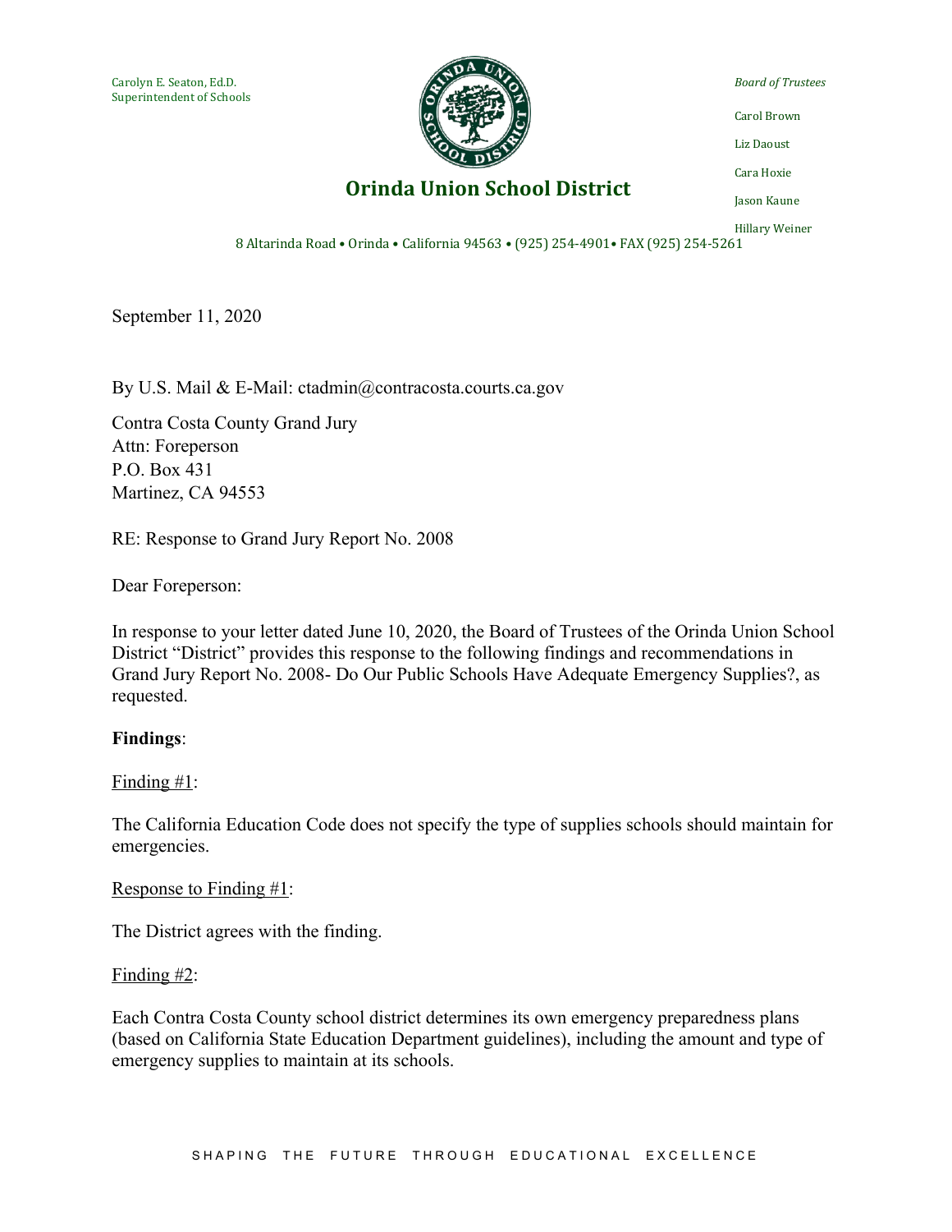Carolyn E. Seaton, Ed.D.
Superintendent of Schools

# Orinda Union School District

*Board of Trustees*

Carol Brown
Liz Daoust
Cara Hoxie
Jason Kaune
Hillary Weiner

8 Altarinda Road • Orinda • California 94563 • (925) 254-4901• FAX (925) 254-5261

September 11, 2020

By U.S. Mail & E-Mail: ctadmin@contracosta.courts.ca.gov

Contra Costa County Grand Jury
Attn: Foreperson
P.O. Box 431
Martinez, CA 94553

RE: Response to Grand Jury Report No. 2008

Dear Foreperson:

In response to your letter dated June 10, 2020, the Board of Trustees of the Orinda Union School District "District" provides this response to the following findings and recommendations in Grand Jury Report No. 2008- Do Our Public Schools Have Adequate Emergency Supplies?, as requested.

**Findings**:

Finding #1:

The California Education Code does not specify the type of supplies schools should maintain for emergencies.

Response to Finding #1:

The District agrees with the finding.

Finding #2:

Each Contra Costa County school district determines its own emergency preparedness plans (based on California State Education Department guidelines), including the amount and type of emergency supplies to maintain at its schools.

SHAPING THE FUTURE THROUGH EDUCATIONAL EXCELLENCE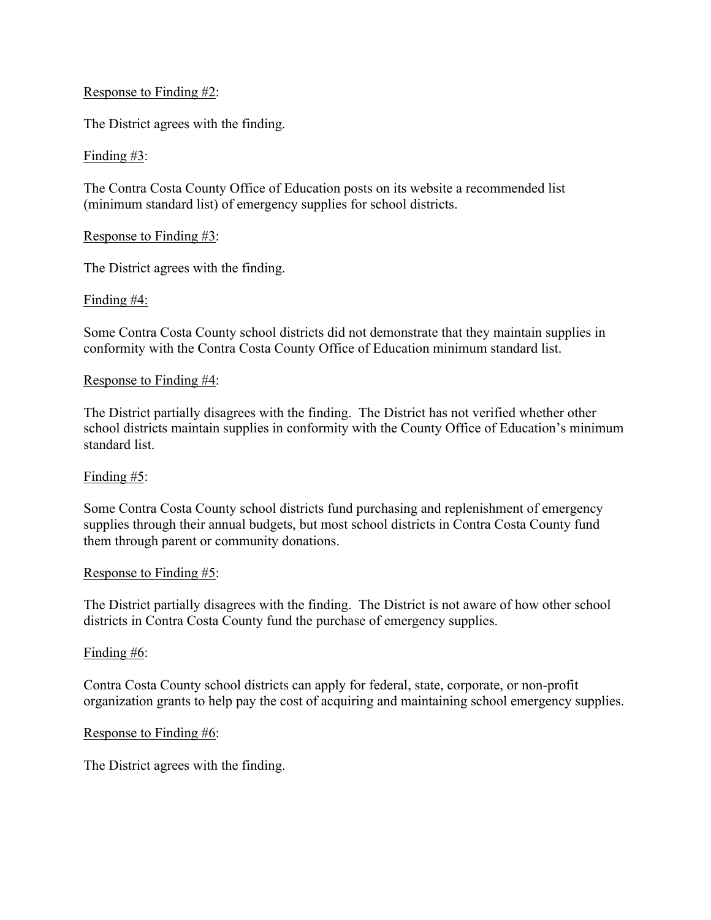Response to Finding #2:

The District agrees with the finding.

Finding #3:

The Contra Costa County Office of Education posts on its website a recommended list (minimum standard list) of emergency supplies for school districts.

Response to Finding #3:

The District agrees with the finding.

Finding #4:

Some Contra Costa County school districts did not demonstrate that they maintain supplies in conformity with the Contra Costa County Office of Education minimum standard list.

Response to Finding #4:

The District partially disagrees with the finding. The District has not verified whether other school districts maintain supplies in conformity with the County Office of Education's minimum standard list.

Finding #5:

Some Contra Costa County school districts fund purchasing and replenishment of emergency supplies through their annual budgets, but most school districts in Contra Costa County fund them through parent or community donations.

Response to Finding #5:

The District partially disagrees with the finding. The District is not aware of how other school districts in Contra Costa County fund the purchase of emergency supplies.

Finding #6:

Contra Costa County school districts can apply for federal, state, corporate, or non-profit organization grants to help pay the cost of acquiring and maintaining school emergency supplies.

Response to Finding #6:

The District agrees with the finding.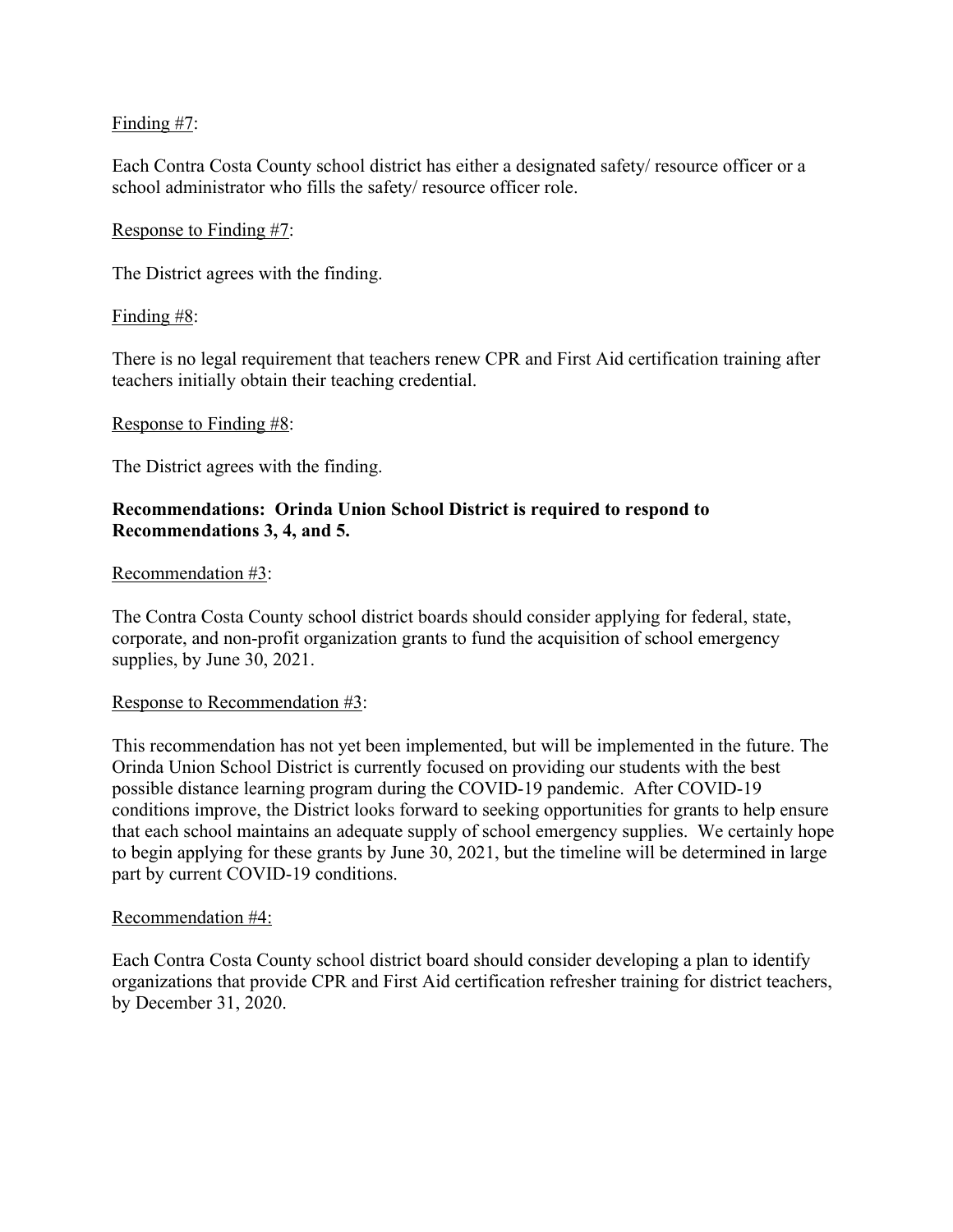Finding #7:

Each Contra Costa County school district has either a designated safety/ resource officer or a school administrator who fills the safety/ resource officer role.

Response to Finding #7:

The District agrees with the finding.

Finding #8:

There is no legal requirement that teachers renew CPR and First Aid certification training after teachers initially obtain their teaching credential.

Response to Finding #8:

The District agrees with the finding.

**Recommendations: Orinda Union School District is required to respond to Recommendations 3, 4, and 5.**

Recommendation #3:

The Contra Costa County school district boards should consider applying for federal, state, corporate, and non-profit organization grants to fund the acquisition of school emergency supplies, by June 30, 2021.

Response to Recommendation #3:

This recommendation has not yet been implemented, but will be implemented in the future. The Orinda Union School District is currently focused on providing our students with the best possible distance learning program during the COVID-19 pandemic. After COVID-19 conditions improve, the District looks forward to seeking opportunities for grants to help ensure that each school maintains an adequate supply of school emergency supplies. We certainly hope to begin applying for these grants by June 30, 2021, but the timeline will be determined in large part by current COVID-19 conditions.

Recommendation #4:

Each Contra Costa County school district board should consider developing a plan to identify organizations that provide CPR and First Aid certification refresher training for district teachers, by December 31, 2020.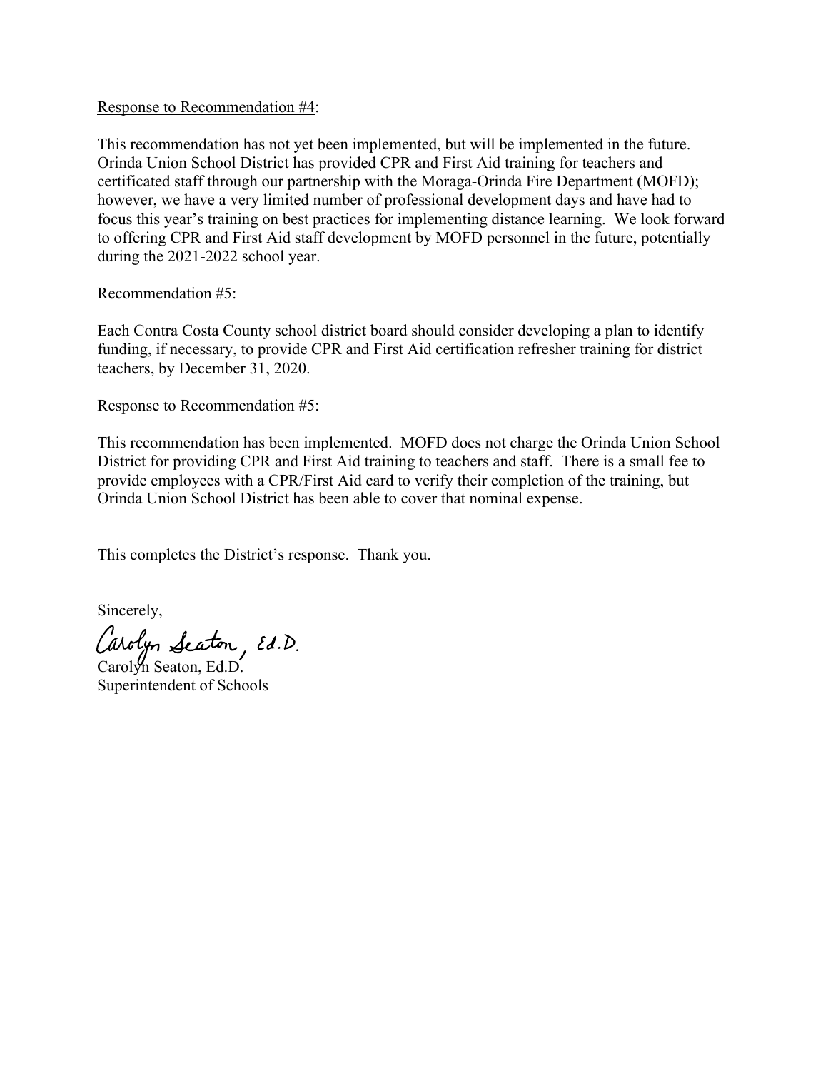Response to Recommendation #4:

This recommendation has not yet been implemented, but will be implemented in the future. Orinda Union School District has provided CPR and First Aid training for teachers and certificated staff through our partnership with the Moraga-Orinda Fire Department (MOFD); however, we have a very limited number of professional development days and have had to focus this year's training on best practices for implementing distance learning. We look forward to offering CPR and First Aid staff development by MOFD personnel in the future, potentially during the 2021-2022 school year.

Recommendation #5:

Each Contra Costa County school district board should consider developing a plan to identify funding, if necessary, to provide CPR and First Aid certification refresher training for district teachers, by December 31, 2020.

Response to Recommendation #5:

This recommendation has been implemented. MOFD does not charge the Orinda Union School District for providing CPR and First Aid training to teachers and staff. There is a small fee to provide employees with a CPR/First Aid card to verify their completion of the training, but Orinda Union School District has been able to cover that nominal expense.

This completes the District's response. Thank you.

Sincerely,

Carolyn Seaton, Ed.D.

Carolyn Seaton, Ed.D.
Superintendent of Schools